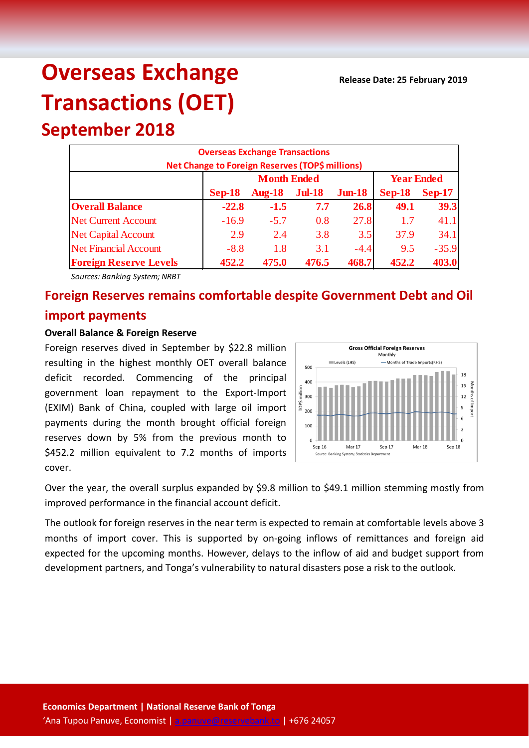# Overseas Exchange Transactions (OET)

Release Date: 25 February 2019

## September 2018

| Overseas Exchange Transactions Net Change to Foreign Reserves (TOP$ millions) | | | | | | |
|---|---|---|---|---|---|---|
| | Month Ended | | | | Year Ended | |
| | Sep-18 | Aug-18 | Jul-18 | Jun-18 | Sep-18 | Sep-17 |
| **Overall Balance** | **-22.8** | **-1.5** | **7.7** | **26.8** | **49.1** | **39.3** |
| Net Current Account | -16.9 | -5.7 | 0.8 | 27.8 | 1.7 | 41.1 |
| Net Capital Account | 2.9 | 2.4 | 3.8 | 3.5 | 37.9 | 34.1 |
| Net Financial Account | -8.8 | 1.8 | 3.1 | -4.4 | 9.5 | -35.9 |
| **Foreign Reserve Levels** | **452.2** | **475.0** | **476.5** | **468.7** | **452.2** | **403.0** |

*Sources: Banking System; NRBT*

## Foreign Reserves remains comfortable despite Government Debt and Oil import payments

### Overall Balance & Foreign Reserve

Foreign reserves dived in September by $22.8 million resulting in the highest monthly OET overall balance deficit recorded. Commencing of the principal government loan repayment to the Export-Import (EXIM) Bank of China, coupled with large oil import payments during the month brought official foreign reserves down by 5% from the previous month to $452.2 million equivalent to 7.2 months of imports cover.

Over the year, the overall surplus expanded by $9.8 million to $49.1 million stemming mostly from improved performance in the financial account deficit.

The outlook for foreign reserves in the near term is expected to remain at comfortable levels above 3 months of import cover. This is supported by on-going inflows of remittances and foreign aid expected for the upcoming months. However, delays to the inflow of aid and budget support from development partners, and Tonga's vulnerability to natural disasters pose a risk to the outlook.

**Economics Department | National Reserve Bank of Tonga**
'Ana Tupou Panuve, Economist | a.panuve@reservebank.to | +676 24057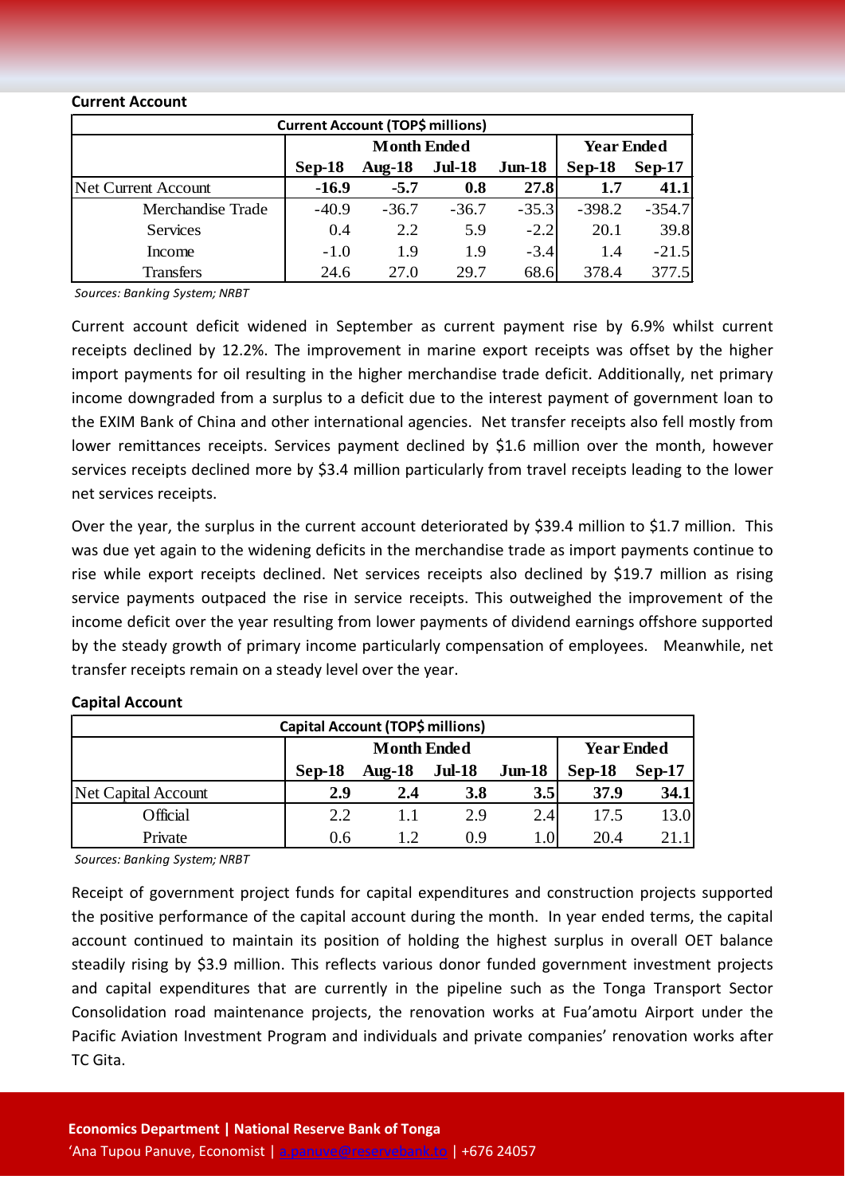**Current Account**

| Current Account (TOP$ millions) | | | | | | |
|---|---|---|---|---|---|---|
| | Month Ended | | | | Year Ended | |
| | Sep-18 | Aug-18 | Jul-18 | Jun-18 | Sep-18 | Sep-17 |
| Net Current Account | **-16.9** | **-5.7** | **0.8** | **27.8** | **1.7** | **41.1** |
| Merchandise Trade | -40.9 | -36.7 | -36.7 | -35.3 | -398.2 | -354.7 |
| Services | 0.4 | 2.2 | 5.9 | -2.2 | 20.1 | 39.8 |
| Income | -1.0 | 1.9 | 1.9 | -3.4 | 1.4 | -21.5 |
| Transfers | 24.6 | 27.0 | 29.7 | 68.6 | 378.4 | 377.5 |

*Sources: Banking System; NRBT*

Current account deficit widened in September as current payment rise by 6.9% whilst current receipts declined by 12.2%. The improvement in marine export receipts was offset by the higher import payments for oil resulting in the higher merchandise trade deficit. Additionally, net primary income downgraded from a surplus to a deficit due to the interest payment of government loan to the EXIM Bank of China and other international agencies. Net transfer receipts also fell mostly from lower remittances receipts. Services payment declined by $1.6 million over the month, however services receipts declined more by $3.4 million particularly from travel receipts leading to the lower net services receipts.

Over the year, the surplus in the current account deteriorated by $39.4 million to $1.7 million. This was due yet again to the widening deficits in the merchandise trade as import payments continue to rise while export receipts declined. Net services receipts also declined by $19.7 million as rising service payments outpaced the rise in service receipts. This outweighed the improvement of the income deficit over the year resulting from lower payments of dividend earnings offshore supported by the steady growth of primary income particularly compensation of employees. Meanwhile, net transfer receipts remain on a steady level over the year.

**Capital Account**

| Capital Account (TOP$ millions) | | | | | | |
|---|---|---|---|---|---|---|
| | Month Ended | | | | Year Ended | |
| | Sep-18 | Aug-18 | Jul-18 | Jun-18 | Sep-18 | Sep-17 |
| Net Capital Account | **2.9** | **2.4** | **3.8** | **3.5** | **37.9** | **34.1** |
| Official | 2.2 | 1.1 | 2.9 | 2.4 | 17.5 | 13.0 |
| Private | 0.6 | 1.2 | 0.9 | 1.0 | 20.4 | 21.1 |

*Sources: Banking System; NRBT*

Receipt of government project funds for capital expenditures and construction projects supported the positive performance of the capital account during the month. In year ended terms, the capital account continued to maintain its position of holding the highest surplus in overall OET balance steadily rising by $3.9 million. This reflects various donor funded government investment projects and capital expenditures that are currently in the pipeline such as the Tonga Transport Sector Consolidation road maintenance projects, the renovation works at Fua'amotu Airport under the Pacific Aviation Investment Program and individuals and private companies' renovation works after TC Gita.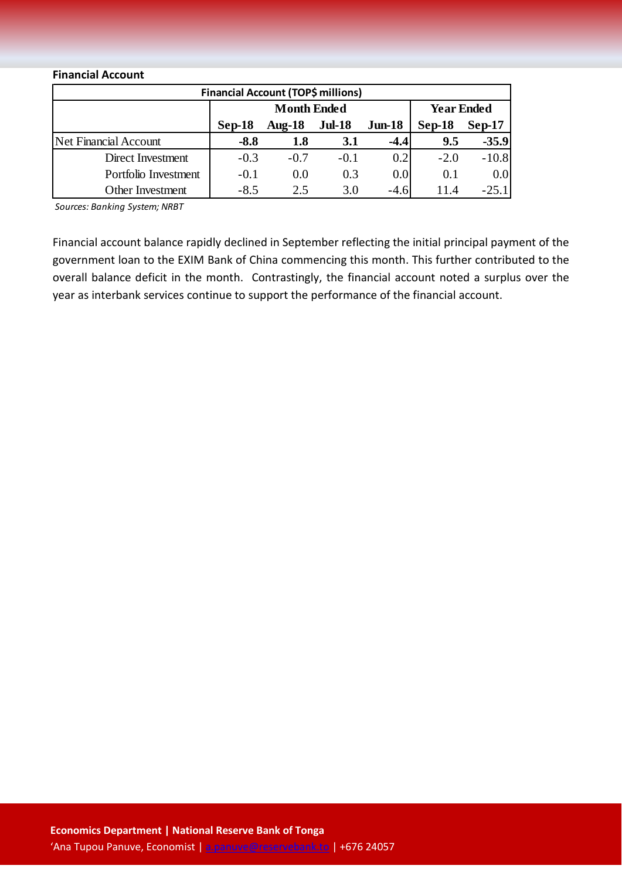**Financial Account**

| Financial Account (TOP$ millions) | | | | | | |
|---|---|---|---|---|---|---|
| | Month Ended | | | | Year Ended | |
| | **Sep-18** | **Aug-18** | **Jul-18** | **Jun-18** | **Sep-18** | **Sep-17** |
| Net Financial Account | **-8.8** | **1.8** | **3.1** | **-4.4** | **9.5** | **-35.9** |
| Direct Investment | -0.3 | -0.7 | -0.1 | 0.2 | -2.0 | -10.8 |
| Portfolio Investment | -0.1 | 0.0 | 0.3 | 0.0 | 0.1 | 0.0 |
| Other Investment | -8.5 | 2.5 | 3.0 | -4.6 | 11.4 | -25.1 |

*Sources: Banking System; NRBT*

Financial account balance rapidly declined in September reflecting the initial principal payment of the government loan to the EXIM Bank of China commencing this month. This further contributed to the overall balance deficit in the month. Contrastingly, the financial account noted a surplus over the year as interbank services continue to support the performance of the financial account.

**Economics Department | National Reserve Bank of Tonga**
'Ana Tupou Panuve, Economist | a.panuve@reservebank.to | +676 24057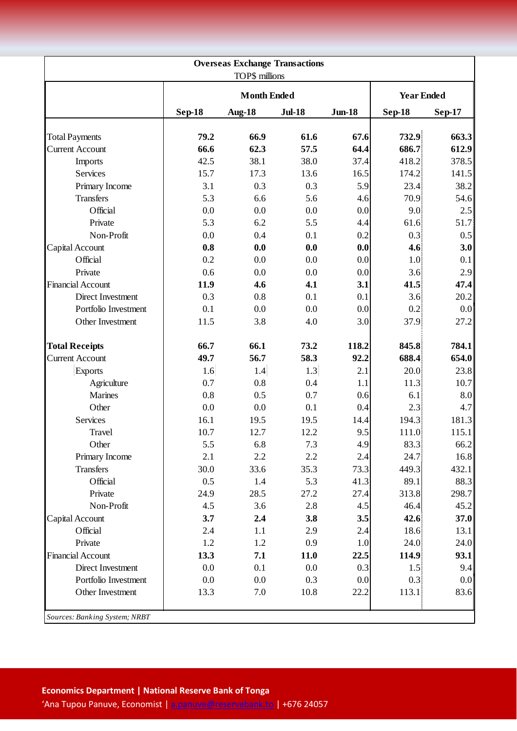**Overseas Exchange Transactions**

TOP$ millions

| | Month Ended | | | | Year Ended | |
|---|---|---|---|---|---|---|
| | Sep-18 | Aug-18 | Jul-18 | Jun-18 | Sep-18 | Sep-17 |
| Total Payments | **79.2** | **66.9** | **61.6** | **67.6** | **732.9** | **663.3** |
| Current Account | **66.6** | **62.3** | **57.5** | **64.4** | **686.7** | **612.9** |
| Imports | 42.5 | 38.1 | 38.0 | 37.4 | 418.2 | 378.5 |
| Services | 15.7 | 17.3 | 13.6 | 16.5 | 174.2 | 141.5 |
| Primary Income | 3.1 | 0.3 | 0.3 | 5.9 | 23.4 | 38.2 |
| Transfers | 5.3 | 6.6 | 5.6 | 4.6 | 70.9 | 54.6 |
| Official | 0.0 | 0.0 | 0.0 | 0.0 | 9.0 | 2.5 |
| Private | 5.3 | 6.2 | 5.5 | 4.4 | 61.6 | 51.7 |
| Non-Profit | 0.0 | 0.4 | 0.1 | 0.2 | 0.3 | 0.5 |
| Capital Account | **0.8** | **0.0** | **0.0** | **0.0** | **4.6** | **3.0** |
| Official | 0.2 | 0.0 | 0.0 | 0.0 | 1.0 | 0.1 |
| Private | 0.6 | 0.0 | 0.0 | 0.0 | 3.6 | 2.9 |
| Financial Account | **11.9** | **4.6** | **4.1** | **3.1** | **41.5** | **47.4** |
| Direct Investment | 0.3 | 0.8 | 0.1 | 0.1 | 3.6 | 20.2 |
| Portfolio Investment | 0.1 | 0.0 | 0.0 | 0.0 | 0.2 | 0.0 |
| Other Investment | 11.5 | 3.8 | 4.0 | 3.0 | 37.9 | 27.2 |
| **Total Receipts** | **66.7** | **66.1** | **73.2** | **118.2** | **845.8** | **784.1** |
| Current Account | **49.7** | **56.7** | **58.3** | **92.2** | **688.4** | **654.0** |
| Exports | 1.6 | 1.4 | 1.3 | 2.1 | 20.0 | 23.8 |
| Agriculture | 0.7 | 0.8 | 0.4 | 1.1 | 11.3 | 10.7 |
| Marines | 0.8 | 0.5 | 0.7 | 0.6 | 6.1 | 8.0 |
| Other | 0.0 | 0.0 | 0.1 | 0.4 | 2.3 | 4.7 |
| Services | 16.1 | 19.5 | 19.5 | 14.4 | 194.3 | 181.3 |
| Travel | 10.7 | 12.7 | 12.2 | 9.5 | 111.0 | 115.1 |
| Other | 5.5 | 6.8 | 7.3 | 4.9 | 83.3 | 66.2 |
| Primary Income | 2.1 | 2.2 | 2.2 | 2.4 | 24.7 | 16.8 |
| Transfers | 30.0 | 33.6 | 35.3 | 73.3 | 449.3 | 432.1 |
| Official | 0.5 | 1.4 | 5.3 | 41.3 | 89.1 | 88.3 |
| Private | 24.9 | 28.5 | 27.2 | 27.4 | 313.8 | 298.7 |
| Non-Profit | 4.5 | 3.6 | 2.8 | 4.5 | 46.4 | 45.2 |
| Capital Account | **3.7** | **2.4** | **3.8** | **3.5** | **42.6** | **37.0** |
| Official | 2.4 | 1.1 | 2.9 | 2.4 | 18.6 | 13.1 |
| Private | 1.2 | 1.2 | 0.9 | 1.0 | 24.0 | 24.0 |
| Financial Account | **13.3** | **7.1** | **11.0** | **22.5** | **114.9** | **93.1** |
| Direct Investment | 0.0 | 0.1 | 0.0 | 0.3 | 1.5 | 9.4 |
| Portfolio Investment | 0.0 | 0.0 | 0.3 | 0.0 | 0.3 | 0.0 |
| Other Investment | 13.3 | 7.0 | 10.8 | 22.2 | 113.1 | 83.6 |

*Sources: Banking System; NRBT*

**Economics Department | National Reserve Bank of Tonga**

'Ana Tupou Panuve, Economist | a.panuve@reservebank.to | +676 24057